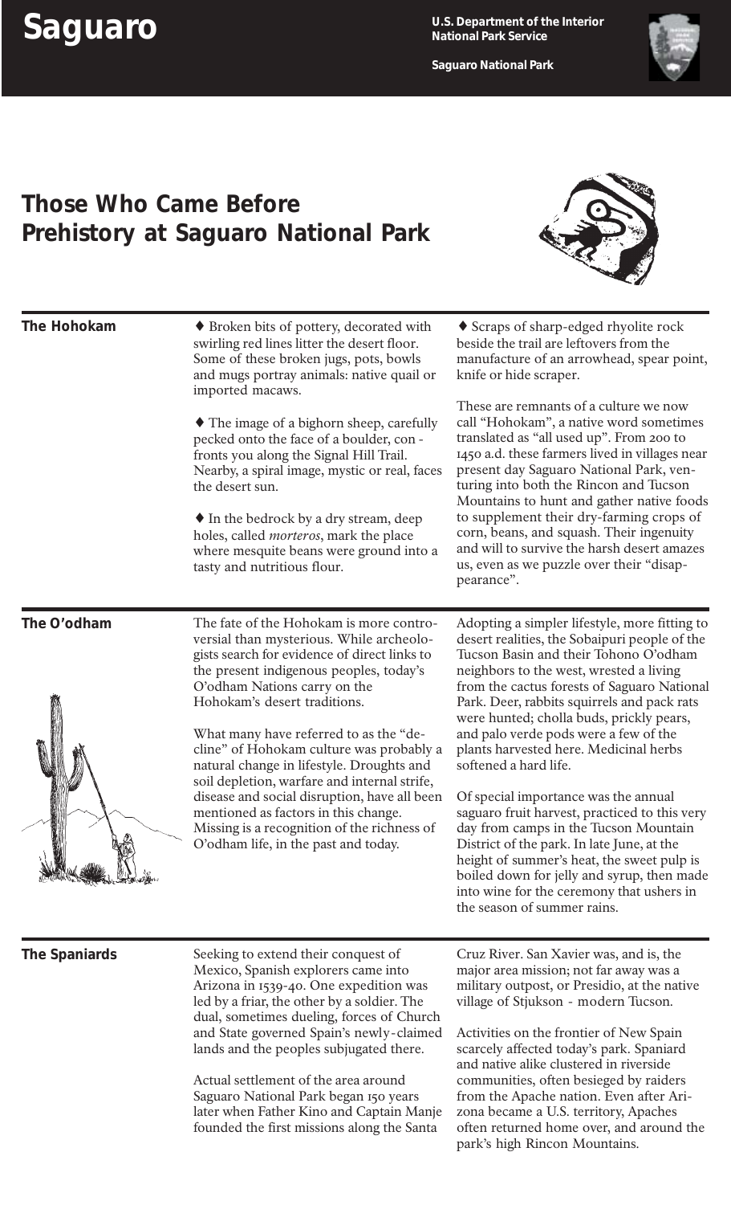# Saguaro

U.S. Department of the Interior
National Park Service

Saguaro National Park

## Those Who Came Before
## Prehistory at Saguaro National Park

### The Hohokam

♦ Broken bits of pottery, decorated with swirling red lines litter the desert floor. Some of these broken jugs, pots, bowls and mugs portray animals: native quail or imported macaws.

♦ The image of a bighorn sheep, carefully pecked onto the face of a boulder, confronts you along the Signal Hill Trail. Nearby, a spiral image, mystic or real, faces the desert sun.

♦ In the bedrock by a dry stream, deep holes, called *morteros*, mark the place where mesquite beans were ground into a tasty and nutritious flour.

♦ Scraps of sharp-edged rhyolite rock beside the trail are leftovers from the manufacture of an arrowhead, spear point, knife or hide scraper.

These are remnants of a culture we now call "Hohokam", a native word sometimes translated as "all used up". From 200 to 1450 a.d. these farmers lived in villages near present day Saguaro National Park, venturing into both the Rincon and Tucson Mountains to hunt and gather native foods to supplement their dry-farming crops of corn, beans, and squash. Their ingenuity and will to survive the harsh desert amazes us, even as we puzzle over their "disappearance".

### The O'odham

The fate of the Hohokam is more controversial than mysterious. While archeologists search for evidence of direct links to the present indigenous peoples, today's O'odham Nations carry on the Hohokam's desert traditions.

What many have referred to as the "decline" of Hohokam culture was probably a natural change in lifestyle. Droughts and soil depletion, warfare and internal strife, disease and social disruption, have all been mentioned as factors in this change. Missing is a recognition of the richness of O'odham life, in the past and today.

Adopting a simpler lifestyle, more fitting to desert realities, the Sobaipuri people of the Tucson Basin and their Tohono O'odham neighbors to the west, wrested a living from the cactus forests of Saguaro National Park. Deer, rabbits squirrels and pack rats were hunted; cholla buds, prickly pears, and palo verde pods were a few of the plants harvested here. Medicinal herbs softened a hard life.

Of special importance was the annual saguaro fruit harvest, practiced to this very day from camps in the Tucson Mountain District of the park. In late June, at the height of summer's heat, the sweet pulp is boiled down for jelly and syrup, then made into wine for the ceremony that ushers in the season of summer rains.

### The Spaniards

Seeking to extend their conquest of Mexico, Spanish explorers came into Arizona in 1539-40. One expedition was led by a friar, the other by a soldier. The dual, sometimes dueling, forces of Church and State governed Spain's newly-claimed lands and the peoples subjugated there.

Actual settlement of the area around Saguaro National Park began 150 years later when Father Kino and Captain Manje founded the first missions along the Santa Cruz River. San Xavier was, and is, the major area mission; not far away was a military outpost, or Presidio, at the native village of Stjukson - modern Tucson.

Activities on the frontier of New Spain scarcely affected today's park. Spaniard and native alike clustered in riverside communities, often besieged by raiders from the Apache nation. Even after Arizona became a U.S. territory, Apaches often returned home over, and around the park's high Rincon Mountains.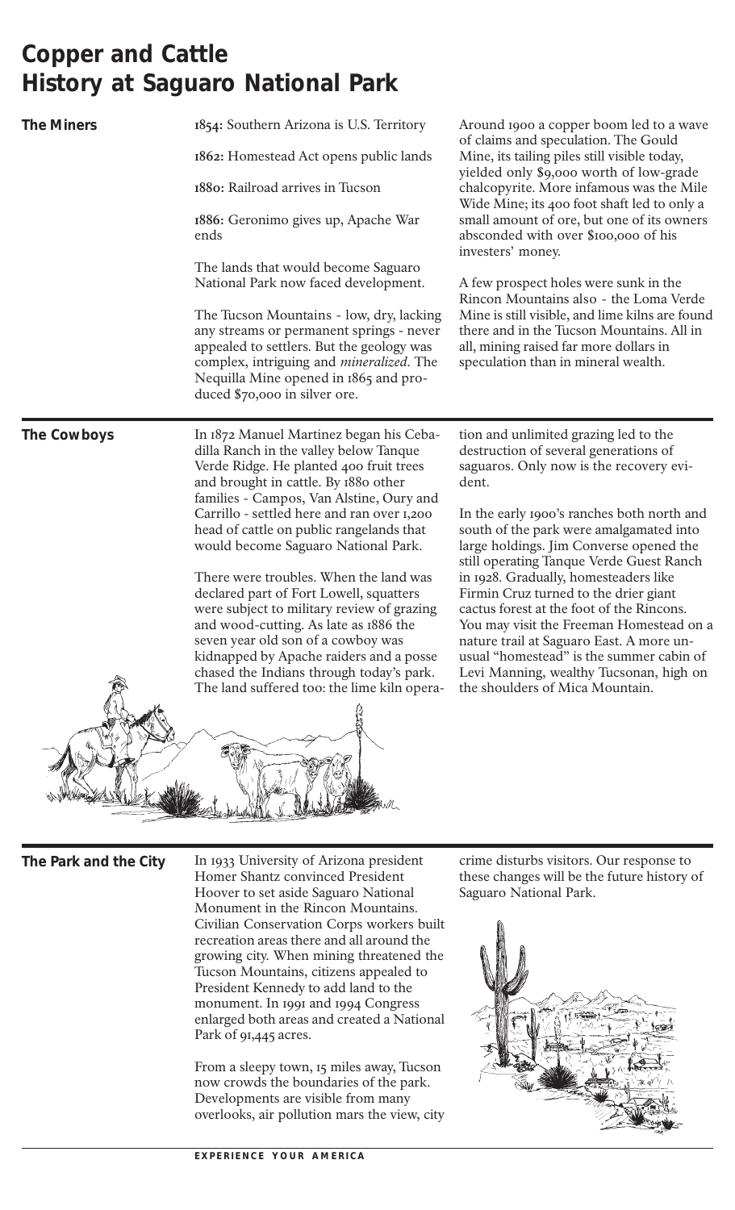# Copper and Cattle
# History at Saguaro National Park

## The Miners

1854: Southern Arizona is U.S. Territory

1862: Homestead Act opens public lands

1880: Railroad arrives in Tucson

1886: Geronimo gives up, Apache War ends

The lands that would become Saguaro National Park now faced development.

The Tucson Mountains - low, dry, lacking any streams or permanent springs - never appealed to settlers. But the geology was complex, intriguing and *mineralized*. The Nequilla Mine opened in 1865 and produced $70,000 in silver ore.

Around 1900 a copper boom led to a wave of claims and speculation. The Gould Mine, its tailing piles still visible today, yielded only $9,000 worth of low-grade chalcopyrite. More infamous was the Mile Wide Mine; its 400 foot shaft led to only a small amount of ore, but one of its owners absconded with over $100,000 of his investers' money.

A few prospect holes were sunk in the Rincon Mountains also - the Loma Verde Mine is still visible, and lime kilns are found there and in the Tucson Mountains. All in all, mining raised far more dollars in speculation than in mineral wealth.

## The Cowboys

In 1872 Manuel Martinez began his Cebadilla Ranch in the valley below Tanque Verde Ridge. He planted 400 fruit trees and brought in cattle. By 1880 other families - Campos, Van Alstine, Oury and Carrillo - settled here and ran over 1,200 head of cattle on public rangelands that would become Saguaro National Park.

There were troubles. When the land was declared part of Fort Lowell, squatters were subject to military review of grazing and wood-cutting. As late as 1886 the seven year old son of a cowboy was kidnapped by Apache raiders and a posse chased the Indians through today's park. The land suffered too: the lime kiln operation and unlimited grazing led to the destruction of several generations of saguaros. Only now is the recovery evident.

In the early 1900's ranches both north and south of the park were amalgamated into large holdings. Jim Converse opened the still operating Tanque Verde Guest Ranch in 1928. Gradually, homesteaders like Firmin Cruz turned to the drier giant cactus forest at the foot of the Rincons. You may visit the Freeman Homestead on a nature trail at Saguaro East. A more unusual "homestead" is the summer cabin of Levi Manning, wealthy Tucsonan, high on the shoulders of Mica Mountain.

## The Park and the City

In 1933 University of Arizona president Homer Shantz convinced President Hoover to set aside Saguaro National Monument in the Rincon Mountains. Civilian Conservation Corps workers built recreation areas there and all around the growing city. When mining threatened the Tucson Mountains, citizens appealed to President Kennedy to add land to the monument. In 1991 and 1994 Congress enlarged both areas and created a National Park of 91,445 acres.

From a sleepy town, 15 miles away, Tucson now crowds the boundaries of the park. Developments are visible from many overlooks, air pollution mars the view, city crime disturbs visitors. Our response to these changes will be the future history of Saguaro National Park.

EXPERIENCE YOUR AMERICA